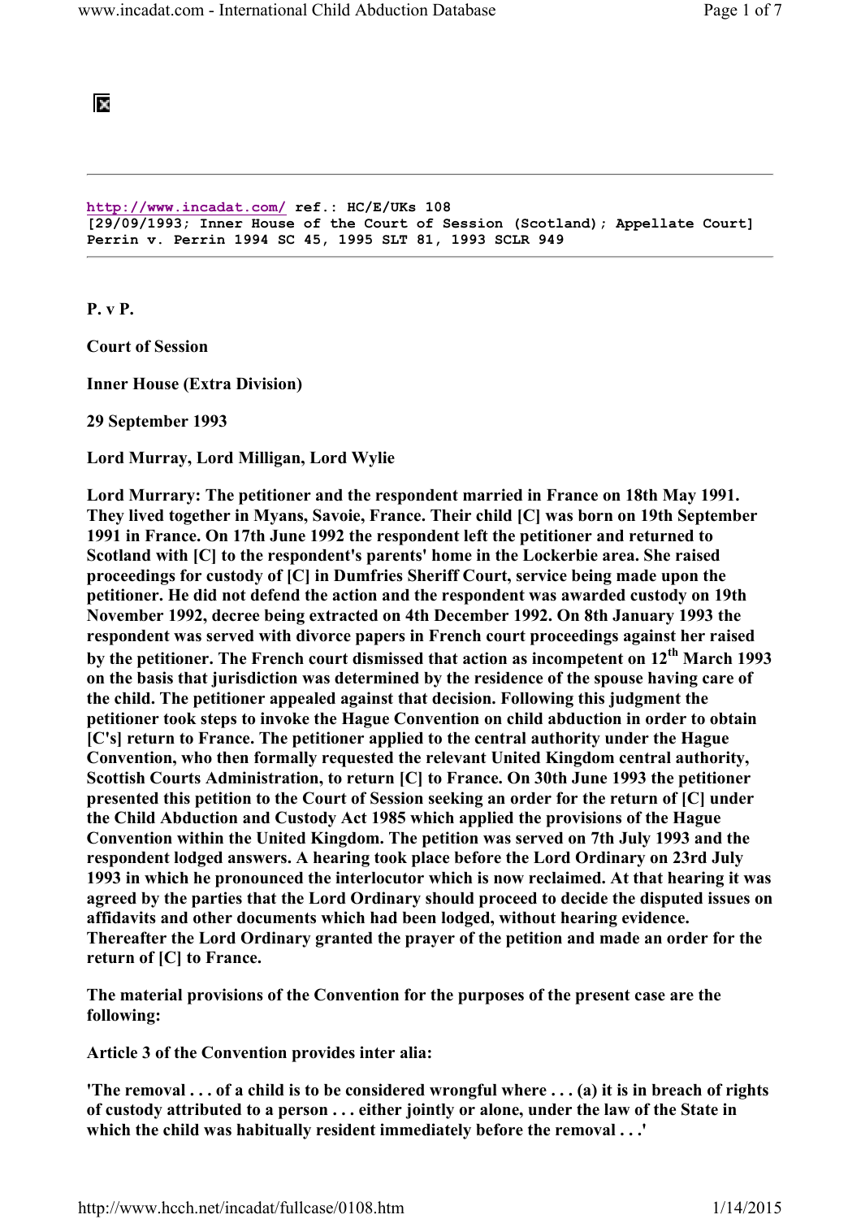http://www.incadat.com/ ref.: HC/E/UKs 108
[29/09/1993; Inner House of the Court of Session (Scotland); Appellate Court]
Perrin v. Perrin 1994 SC 45, 1995 SLT 81, 1993 SCLR 949

**P. v P.**

**Court of Session**

**Inner House (Extra Division)**

**29 September 1993**

**Lord Murray, Lord Milligan, Lord Wylie**

**Lord Murray: The petitioner and the respondent married in France on 18th May 1991. They lived together in Myans, Savoie, France. Their child [C] was born on 19th September 1991 in France. On 17th June 1992 the respondent left the petitioner and returned to Scotland with [C] to the respondent's parents' home in the Lockerbie area. She raised proceedings for custody of [C] in Dumfries Sheriff Court, service being made upon the petitioner. He did not defend the action and the respondent was awarded custody on 19th November 1992, decree being extracted on 4th December 1992. On 8th January 1993 the respondent was served with divorce papers in French court proceedings against her raised by the petitioner. The French court dismissed that action as incompetent on 12th March 1993 on the basis that jurisdiction was determined by the residence of the spouse having care of the child. The petitioner appealed against that decision. Following this judgment the petitioner took steps to invoke the Hague Convention on child abduction in order to obtain [C's] return to France. The petitioner applied to the central authority under the Hague Convention, who then formally requested the relevant United Kingdom central authority, Scottish Courts Administration, to return [C] to France. On 30th June 1993 the petitioner presented this petition to the Court of Session seeking an order for the return of [C] under the Child Abduction and Custody Act 1985 which applied the provisions of the Hague Convention within the United Kingdom. The petition was served on 7th July 1993 and the respondent lodged answers. A hearing took place before the Lord Ordinary on 23rd July 1993 in which he pronounced the interlocutor which is now reclaimed. At that hearing it was agreed by the parties that the Lord Ordinary should proceed to decide the disputed issues on affidavits and other documents which had been lodged, without hearing evidence. Thereafter the Lord Ordinary granted the prayer of the petition and made an order for the return of [C] to France.**

**The material provisions of the Convention for the purposes of the present case are the following:**

**Article 3 of the Convention provides inter alia:**

**'The removal . . . of a child is to be considered wrongful where . . . (a) it is in breach of rights of custody attributed to a person . . . either jointly or alone, under the law of the State in which the child was habitually resident immediately before the removal . . .'**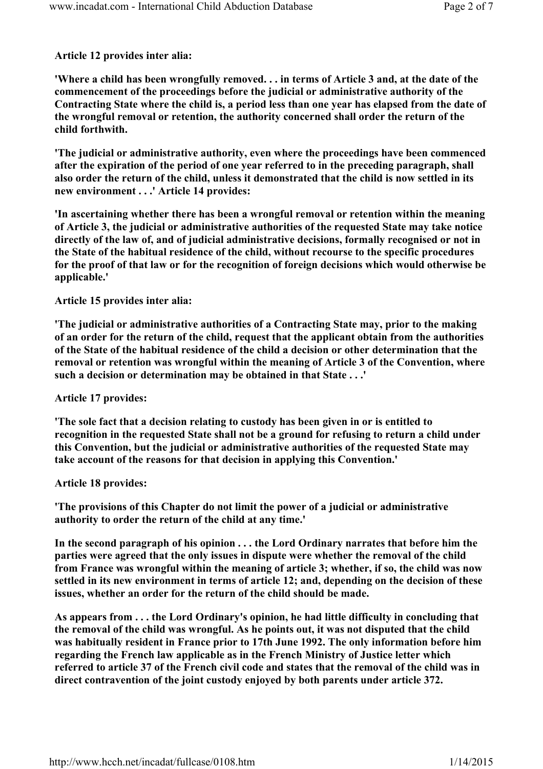**Article 12 provides inter alia:**

**'Where a child has been wrongfully removed. . . in terms of Article 3 and, at the date of the commencement of the proceedings before the judicial or administrative authority of the Contracting State where the child is, a period less than one year has elapsed from the date of the wrongful removal or retention, the authority concerned shall order the return of the child forthwith.**

**'The judicial or administrative authority, even where the proceedings have been commenced after the expiration of the period of one year referred to in the preceding paragraph, shall also order the return of the child, unless it demonstrated that the child is now settled in its new environment . . .' Article 14 provides:**

**'In ascertaining whether there has been a wrongful removal or retention within the meaning of Article 3, the judicial or administrative authorities of the requested State may take notice directly of the law of, and of judicial administrative decisions, formally recognised or not in the State of the habitual residence of the child, without recourse to the specific procedures for the proof of that law or for the recognition of foreign decisions which would otherwise be applicable.'**

**Article 15 provides inter alia:**

**'The judicial or administrative authorities of a Contracting State may, prior to the making of an order for the return of the child, request that the applicant obtain from the authorities of the State of the habitual residence of the child a decision or other determination that the removal or retention was wrongful within the meaning of Article 3 of the Convention, where such a decision or determination may be obtained in that State . . .'**

**Article 17 provides:**

**'The sole fact that a decision relating to custody has been given in or is entitled to recognition in the requested State shall not be a ground for refusing to return a child under this Convention, but the judicial or administrative authorities of the requested State may take account of the reasons for that decision in applying this Convention.'**

**Article 18 provides:**

**'The provisions of this Chapter do not limit the power of a judicial or administrative authority to order the return of the child at any time.'**

**In the second paragraph of his opinion . . . the Lord Ordinary narrates that before him the parties were agreed that the only issues in dispute were whether the removal of the child from France was wrongful within the meaning of article 3; whether, if so, the child was now settled in its new environment in terms of article 12; and, depending on the decision of these issues, whether an order for the return of the child should be made.**

**As appears from . . . the Lord Ordinary's opinion, he had little difficulty in concluding that the removal of the child was wrongful. As he points out, it was not disputed that the child was habitually resident in France prior to 17th June 1992. The only information before him regarding the French law applicable as in the French Ministry of Justice letter which referred to article 37 of the French civil code and states that the removal of the child was in direct contravention of the joint custody enjoyed by both parents under article 372.**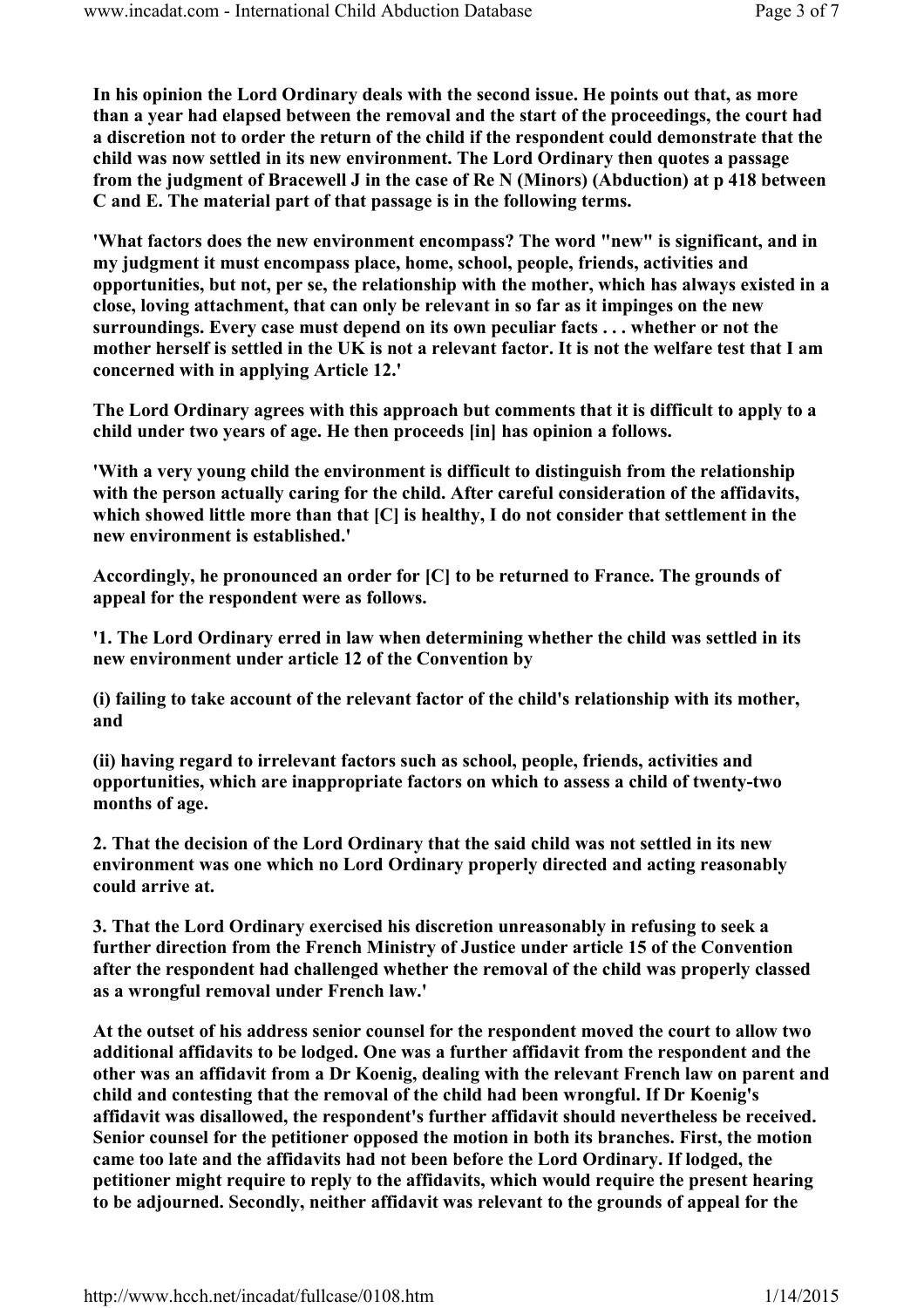**In his opinion the Lord Ordinary deals with the second issue. He points out that, as more than a year had elapsed between the removal and the start of the proceedings, the court had a discretion not to order the return of the child if the respondent could demonstrate that the child was now settled in its new environment. The Lord Ordinary then quotes a passage from the judgment of Bracewell J in the case of Re N (Minors) (Abduction) at p 418 between C and E. The material part of that passage is in the following terms.**

**'What factors does the new environment encompass? The word "new" is significant, and in my judgment it must encompass place, home, school, people, friends, activities and opportunities, but not, per se, the relationship with the mother, which has always existed in a close, loving attachment, that can only be relevant in so far as it impinges on the new surroundings. Every case must depend on its own peculiar facts . . . whether or not the mother herself is settled in the UK is not a relevant factor. It is not the welfare test that I am concerned with in applying Article 12.'**

**The Lord Ordinary agrees with this approach but comments that it is difficult to apply to a child under two years of age. He then proceeds [in] has opinion a follows.**

**'With a very young child the environment is difficult to distinguish from the relationship with the person actually caring for the child. After careful consideration of the affidavits, which showed little more than that [C] is healthy, I do not consider that settlement in the new environment is established.'**

**Accordingly, he pronounced an order for [C] to be returned to France. The grounds of appeal for the respondent were as follows.**

**'1. The Lord Ordinary erred in law when determining whether the child was settled in its new environment under article 12 of the Convention by**

**(i) failing to take account of the relevant factor of the child's relationship with its mother, and**

**(ii) having regard to irrelevant factors such as school, people, friends, activities and opportunities, which are inappropriate factors on which to assess a child of twenty-two months of age.**

**2. That the decision of the Lord Ordinary that the said child was not settled in its new environment was one which no Lord Ordinary properly directed and acting reasonably could arrive at.**

**3. That the Lord Ordinary exercised his discretion unreasonably in refusing to seek a further direction from the French Ministry of Justice under article 15 of the Convention after the respondent had challenged whether the removal of the child was properly classed as a wrongful removal under French law.'**

**At the outset of his address senior counsel for the respondent moved the court to allow two additional affidavits to be lodged. One was a further affidavit from the respondent and the other was an affidavit from a Dr Koenig, dealing with the relevant French law on parent and child and contesting that the removal of the child had been wrongful. If Dr Koenig's affidavit was disallowed, the respondent's further affidavit should nevertheless be received. Senior counsel for the petitioner opposed the motion in both its branches. First, the motion came too late and the affidavits had not been before the Lord Ordinary. If lodged, the petitioner might require to reply to the affidavits, which would require the present hearing to be adjourned. Secondly, neither affidavit was relevant to the grounds of appeal for the**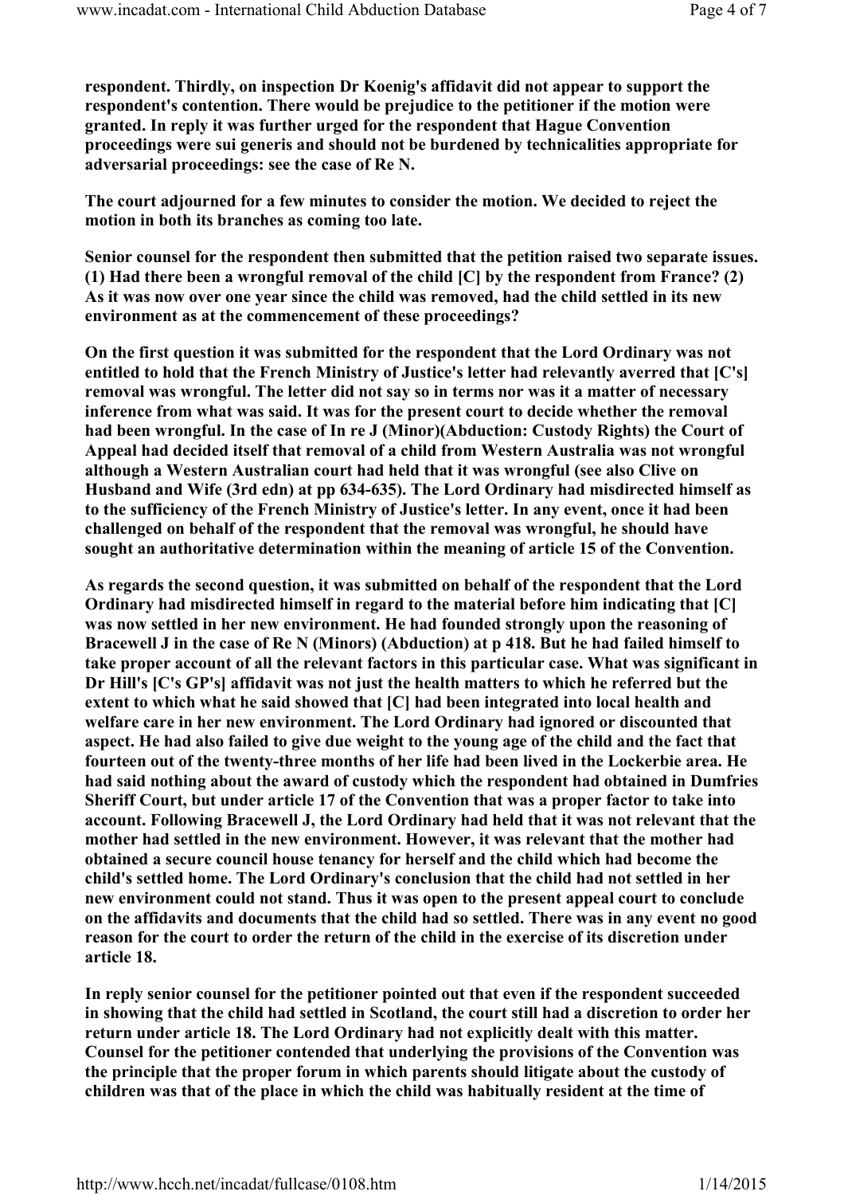**respondent. Thirdly, on inspection Dr Koenig's affidavit did not appear to support the respondent's contention. There would be prejudice to the petitioner if the motion were granted. In reply it was further urged for the respondent that Hague Convention proceedings were sui generis and should not be burdened by technicalities appropriate for adversarial proceedings: see the case of Re N.**

**The court adjourned for a few minutes to consider the motion. We decided to reject the motion in both its branches as coming too late.**

**Senior counsel for the respondent then submitted that the petition raised two separate issues. (1) Had there been a wrongful removal of the child [C] by the respondent from France? (2) As it was now over one year since the child was removed, had the child settled in its new environment as at the commencement of these proceedings?**

**On the first question it was submitted for the respondent that the Lord Ordinary was not entitled to hold that the French Ministry of Justice's letter had relevantly averred that [C's] removal was wrongful. The letter did not say so in terms nor was it a matter of necessary inference from what was said. It was for the present court to decide whether the removal had been wrongful. In the case of In re J (Minor)(Abduction: Custody Rights) the Court of Appeal had decided itself that removal of a child from Western Australia was not wrongful although a Western Australian court had held that it was wrongful (see also Clive on Husband and Wife (3rd edn) at pp 634-635). The Lord Ordinary had misdirected himself as to the sufficiency of the French Ministry of Justice's letter. In any event, once it had been challenged on behalf of the respondent that the removal was wrongful, he should have sought an authoritative determination within the meaning of article 15 of the Convention.**

**As regards the second question, it was submitted on behalf of the respondent that the Lord Ordinary had misdirected himself in regard to the material before him indicating that [C] was now settled in her new environment. He had founded strongly upon the reasoning of Bracewell J in the case of Re N (Minors) (Abduction) at p 418. But he had failed himself to take proper account of all the relevant factors in this particular case. What was significant in Dr Hill's [C's GP's] affidavit was not just the health matters to which he referred but the extent to which what he said showed that [C] had been integrated into local health and welfare care in her new environment. The Lord Ordinary had ignored or discounted that aspect. He had also failed to give due weight to the young age of the child and the fact that fourteen out of the twenty-three months of her life had been lived in the Lockerbie area. He had said nothing about the award of custody which the respondent had obtained in Dumfries Sheriff Court, but under article 17 of the Convention that was a proper factor to take into account. Following Bracewell J, the Lord Ordinary had held that it was not relevant that the mother had settled in the new environment. However, it was relevant that the mother had obtained a secure council house tenancy for herself and the child which had become the child's settled home. The Lord Ordinary's conclusion that the child had not settled in her new environment could not stand. Thus it was open to the present appeal court to conclude on the affidavits and documents that the child had so settled. There was in any event no good reason for the court to order the return of the child in the exercise of its discretion under article 18.**

**In reply senior counsel for the petitioner pointed out that even if the respondent succeeded in showing that the child had settled in Scotland, the court still had a discretion to order her return under article 18. The Lord Ordinary had not explicitly dealt with this matter. Counsel for the petitioner contended that underlying the provisions of the Convention was the principle that the proper forum in which parents should litigate about the custody of children was that of the place in which the child was habitually resident at the time of**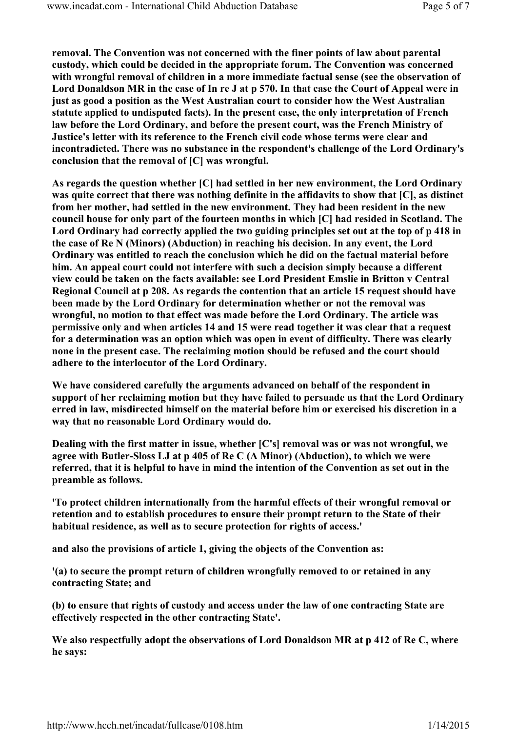**removal. The Convention was not concerned with the finer points of law about parental custody, which could be decided in the appropriate forum. The Convention was concerned with wrongful removal of children in a more immediate factual sense (see the observation of Lord Donaldson MR in the case of In re J at p 570. In that case the Court of Appeal were in just as good a position as the West Australian court to consider how the West Australian statute applied to undisputed facts). In the present case, the only interpretation of French law before the Lord Ordinary, and before the present court, was the French Ministry of Justice's letter with its reference to the French civil code whose terms were clear and incontradicted. There was no substance in the respondent's challenge of the Lord Ordinary's conclusion that the removal of [C] was wrongful.**

**As regards the question whether [C] had settled in her new environment, the Lord Ordinary was quite correct that there was nothing definite in the affidavits to show that [C], as distinct from her mother, had settled in the new environment. They had been resident in the new council house for only part of the fourteen months in which [C] had resided in Scotland. The Lord Ordinary had correctly applied the two guiding principles set out at the top of p 418 in the case of Re N (Minors) (Abduction) in reaching his decision. In any event, the Lord Ordinary was entitled to reach the conclusion which he did on the factual material before him. An appeal court could not interfere with such a decision simply because a different view could be taken on the facts available: see Lord President Emslie in Britton v Central Regional Council at p 208. As regards the contention that an article 15 request should have been made by the Lord Ordinary for determination whether or not the removal was wrongful, no motion to that effect was made before the Lord Ordinary. The article was permissive only and when articles 14 and 15 were read together it was clear that a request for a determination was an option which was open in event of difficulty. There was clearly none in the present case. The reclaiming motion should be refused and the court should adhere to the interlocutor of the Lord Ordinary.**

**We have considered carefully the arguments advanced on behalf of the respondent in support of her reclaiming motion but they have failed to persuade us that the Lord Ordinary erred in law, misdirected himself on the material before him or exercised his discretion in a way that no reasonable Lord Ordinary would do.**

**Dealing with the first matter in issue, whether [C's] removal was or was not wrongful, we agree with Butler-Sloss LJ at p 405 of Re C (A Minor) (Abduction), to which we were referred, that it is helpful to have in mind the intention of the Convention as set out in the preamble as follows.**

**'To protect children internationally from the harmful effects of their wrongful removal or retention and to establish procedures to ensure their prompt return to the State of their habitual residence, as well as to secure protection for rights of access.'**

**and also the provisions of article 1, giving the objects of the Convention as:**

**'(a) to secure the prompt return of children wrongfully removed to or retained in any contracting State; and**

**(b) to ensure that rights of custody and access under the law of one contracting State are effectively respected in the other contracting State'.**

**We also respectfully adopt the observations of Lord Donaldson MR at p 412 of Re C, where he says:**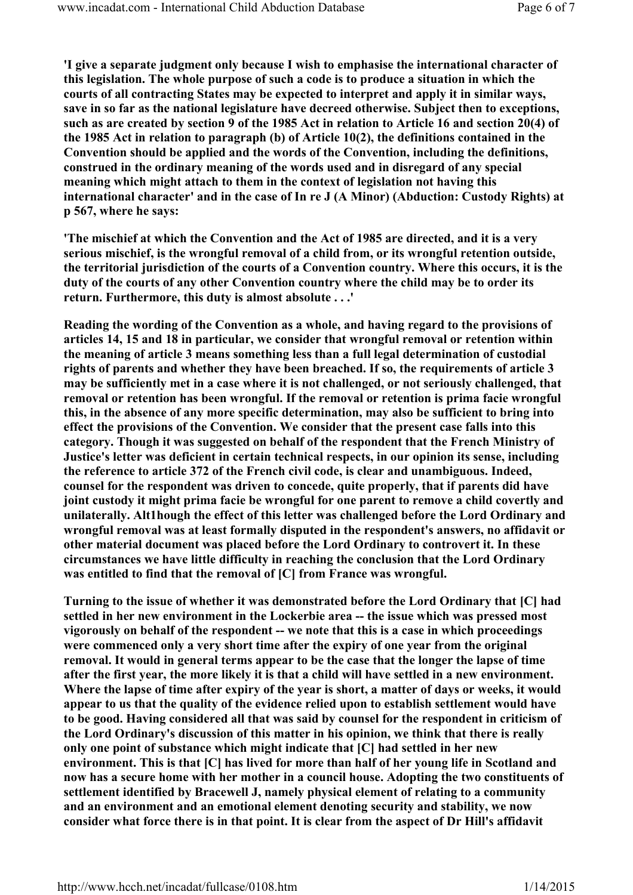**'I give a separate judgment only because I wish to emphasise the international character of this legislation. The whole purpose of such a code is to produce a situation in which the courts of all contracting States may be expected to interpret and apply it in similar ways, save in so far as the national legislature have decreed otherwise. Subject then to exceptions, such as are created by section 9 of the 1985 Act in relation to Article 16 and section 20(4) of the 1985 Act in relation to paragraph (b) of Article 10(2), the definitions contained in the Convention should be applied and the words of the Convention, including the definitions, construed in the ordinary meaning of the words used and in disregard of any special meaning which might attach to them in the context of legislation not having this international character' and in the case of In re J (A Minor) (Abduction: Custody Rights) at p 567, where he says:**

**'The mischief at which the Convention and the Act of 1985 are directed, and it is a very serious mischief, is the wrongful removal of a child from, or its wrongful retention outside, the territorial jurisdiction of the courts of a Convention country. Where this occurs, it is the duty of the courts of any other Convention country where the child may be to order its return. Furthermore, this duty is almost absolute . . .'**

**Reading the wording of the Convention as a whole, and having regard to the provisions of articles 14, 15 and 18 in particular, we consider that wrongful removal or retention within the meaning of article 3 means something less than a full legal determination of custodial rights of parents and whether they have been breached. If so, the requirements of article 3 may be sufficiently met in a case where it is not challenged, or not seriously challenged, that removal or retention has been wrongful. If the removal or retention is prima facie wrongful this, in the absence of any more specific determination, may also be sufficient to bring into effect the provisions of the Convention. We consider that the present case falls into this category. Though it was suggested on behalf of the respondent that the French Ministry of Justice's letter was deficient in certain technical respects, in our opinion its sense, including the reference to article 372 of the French civil code, is clear and unambiguous. Indeed, counsel for the respondent was driven to concede, quite properly, that if parents did have joint custody it might prima facie be wrongful for one parent to remove a child covertly and unilaterally. Alt1hough the effect of this letter was challenged before the Lord Ordinary and wrongful removal was at least formally disputed in the respondent's answers, no affidavit or other material document was placed before the Lord Ordinary to controvert it. In these circumstances we have little difficulty in reaching the conclusion that the Lord Ordinary was entitled to find that the removal of [C] from France was wrongful.**

**Turning to the issue of whether it was demonstrated before the Lord Ordinary that [C] had settled in her new environment in the Lockerbie area -- the issue which was pressed most vigorously on behalf of the respondent -- we note that this is a case in which proceedings were commenced only a very short time after the expiry of one year from the original removal. It would in general terms appear to be the case that the longer the lapse of time after the first year, the more likely it is that a child will have settled in a new environment. Where the lapse of time after expiry of the year is short, a matter of days or weeks, it would appear to us that the quality of the evidence relied upon to establish settlement would have to be good. Having considered all that was said by counsel for the respondent in criticism of the Lord Ordinary's discussion of this matter in his opinion, we think that there is really only one point of substance which might indicate that [C] had settled in her new environment. This is that [C] has lived for more than half of her young life in Scotland and now has a secure home with her mother in a council house. Adopting the two constituents of settlement identified by Bracewell J, namely physical element of relating to a community and an environment and an emotional element denoting security and stability, we now consider what force there is in that point. It is clear from the aspect of Dr Hill's affidavit**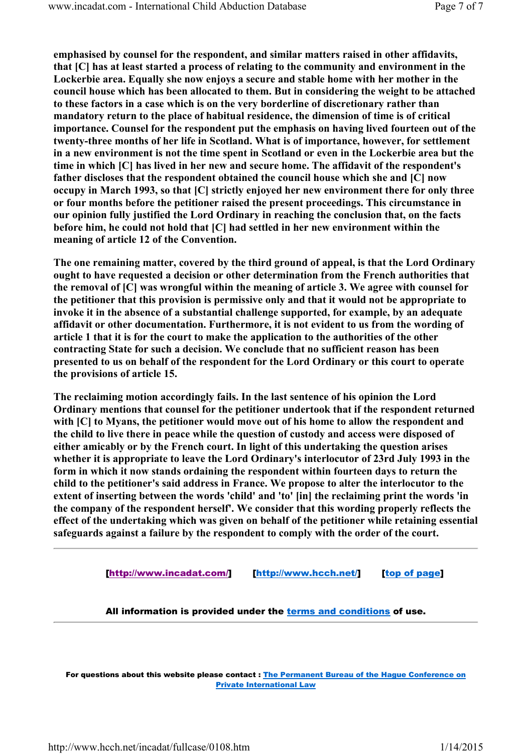**emphasised by counsel for the respondent, and similar matters raised in other affidavits, that [C] has at least started a process of relating to the community and environment in the Lockerbie area. Equally she now enjoys a secure and stable home with her mother in the council house which has been allocated to them. But in considering the weight to be attached to these factors in a case which is on the very borderline of discretionary rather than mandatory return to the place of habitual residence, the dimension of time is of critical importance. Counsel for the respondent put the emphasis on having lived fourteen out of the twenty-three months of her life in Scotland. What is of importance, however, for settlement in a new environment is not the time spent in Scotland or even in the Lockerbie area but the time in which [C] has lived in her new and secure home. The affidavit of the respondent's father discloses that the respondent obtained the council house which she and [C] now occupy in March 1993, so that [C] strictly enjoyed her new environment there for only three or four months before the petitioner raised the present proceedings. This circumstance in our opinion fully justified the Lord Ordinary in reaching the conclusion that, on the facts before him, he could not hold that [C] had settled in her new environment within the meaning of article 12 of the Convention.**

**The one remaining matter, covered by the third ground of appeal, is that the Lord Ordinary ought to have requested a decision or other determination from the French authorities that the removal of [C] was wrongful within the meaning of article 3. We agree with counsel for the petitioner that this provision is permissive only and that it would not be appropriate to invoke it in the absence of a substantial challenge supported, for example, by an adequate affidavit or other documentation. Furthermore, it is not evident to us from the wording of article 1 that it is for the court to make the application to the authorities of the other contracting State for such a decision. We conclude that no sufficient reason has been presented to us on behalf of the respondent for the Lord Ordinary or this court to operate the provisions of article 15.**

**The reclaiming motion accordingly fails. In the last sentence of his opinion the Lord Ordinary mentions that counsel for the petitioner undertook that if the respondent returned with [C] to Myans, the petitioner would move out of his home to allow the respondent and the child to live there in peace while the question of custody and access were disposed of either amicably or by the French court. In light of this undertaking the question arises whether it is appropriate to leave the Lord Ordinary's interlocutor of 23rd July 1993 in the form in which it now stands ordaining the respondent within fourteen days to return the child to the petitioner's said address in France. We propose to alter the interlocutor to the extent of inserting between the words 'child' and 'to' [in] the reclaiming print the words 'in the company of the respondent herself'. We consider that this wording properly reflects the effect of the undertaking which was given on behalf of the petitioner while retaining essential safeguards against a failure by the respondent to comply with the order of the court.**

---

[http://www.incadat.com/] [http://www.hcch.net/] [top of page]

**All information is provided under the terms and conditions of use.**

---

**For questions about this website please contact : The Permanent Bureau of the Hague Conference on Private International Law**